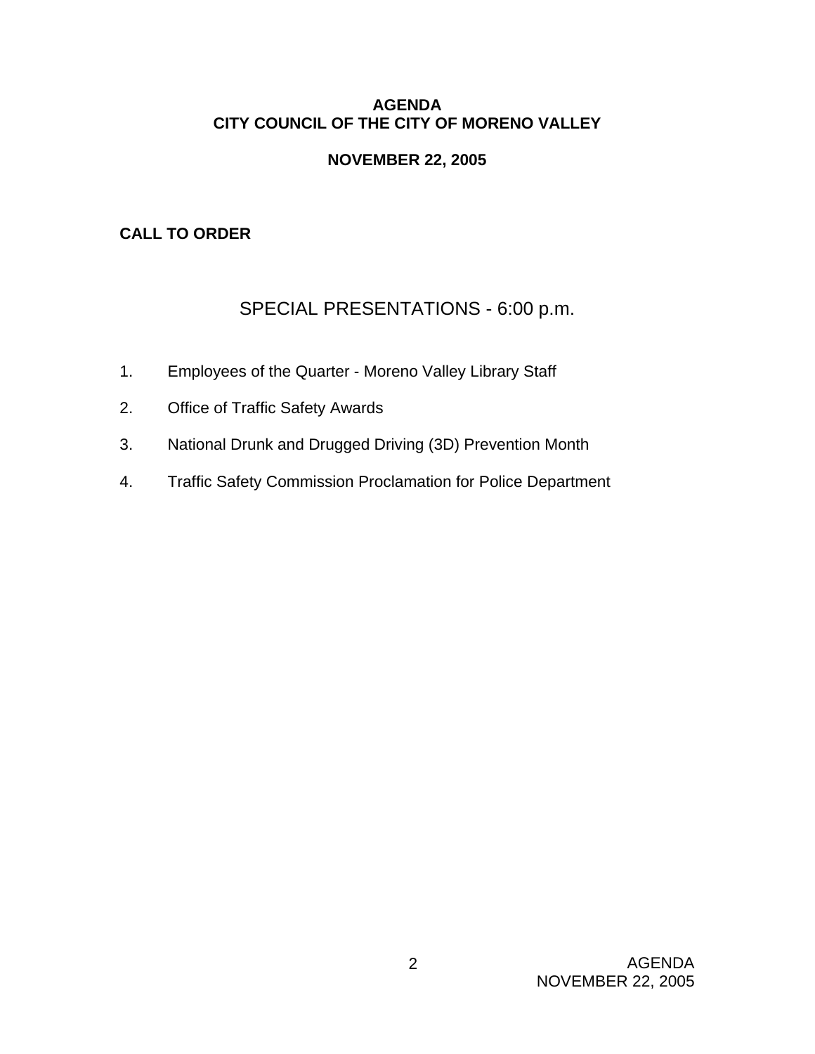# AGENDA
# CITY COUNCIL OF THE CITY OF MORENO VALLEY

## NOVEMBER 22, 2005

**CALL TO ORDER**

## SPECIAL PRESENTATIONS - 6:00 p.m.

1. Employees of the Quarter - Moreno Valley Library Staff
2. Office of Traffic Safety Awards
3. National Drunk and Drugged Driving (3D) Prevention Month
4. Traffic Safety Commission Proclamation for Police Department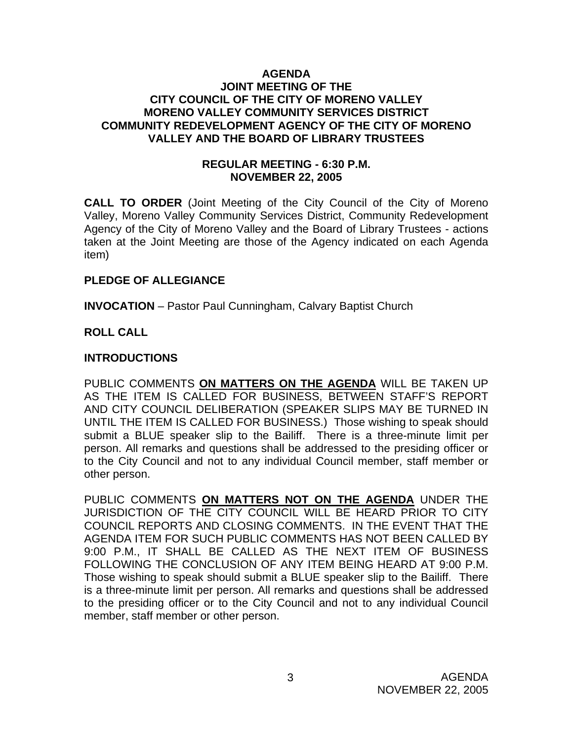# AGENDA
## JOINT MEETING OF THE CITY COUNCIL OF THE CITY OF MORENO VALLEY MORENO VALLEY COMMUNITY SERVICES DISTRICT COMMUNITY REDEVELOPMENT AGENCY OF THE CITY OF MORENO VALLEY AND THE BOARD OF LIBRARY TRUSTEES

### REGULAR MEETING - 6:30 P.M.
### NOVEMBER 22, 2005

**CALL TO ORDER** (Joint Meeting of the City Council of the City of Moreno Valley, Moreno Valley Community Services District, Community Redevelopment Agency of the City of Moreno Valley and the Board of Library Trustees - actions taken at the Joint Meeting are those of the Agency indicated on each Agenda item)

**PLEDGE OF ALLEGIANCE**

**INVOCATION** – Pastor Paul Cunningham, Calvary Baptist Church

**ROLL CALL**

**INTRODUCTIONS**

PUBLIC COMMENTS **ON MATTERS ON THE AGENDA** WILL BE TAKEN UP AS THE ITEM IS CALLED FOR BUSINESS, BETWEEN STAFF'S REPORT AND CITY COUNCIL DELIBERATION (SPEAKER SLIPS MAY BE TURNED IN UNTIL THE ITEM IS CALLED FOR BUSINESS.) Those wishing to speak should submit a BLUE speaker slip to the Bailiff. There is a three-minute limit per person. All remarks and questions shall be addressed to the presiding officer or to the City Council and not to any individual Council member, staff member or other person.

PUBLIC COMMENTS **ON MATTERS NOT ON THE AGENDA** UNDER THE JURISDICTION OF THE CITY COUNCIL WILL BE HEARD PRIOR TO CITY COUNCIL REPORTS AND CLOSING COMMENTS. IN THE EVENT THAT THE AGENDA ITEM FOR SUCH PUBLIC COMMENTS HAS NOT BEEN CALLED BY 9:00 P.M., IT SHALL BE CALLED AS THE NEXT ITEM OF BUSINESS FOLLOWING THE CONCLUSION OF ANY ITEM BEING HEARD AT 9:00 P.M. Those wishing to speak should submit a BLUE speaker slip to the Bailiff. There is a three-minute limit per person. All remarks and questions shall be addressed to the presiding officer or to the City Council and not to any individual Council member, staff member or other person.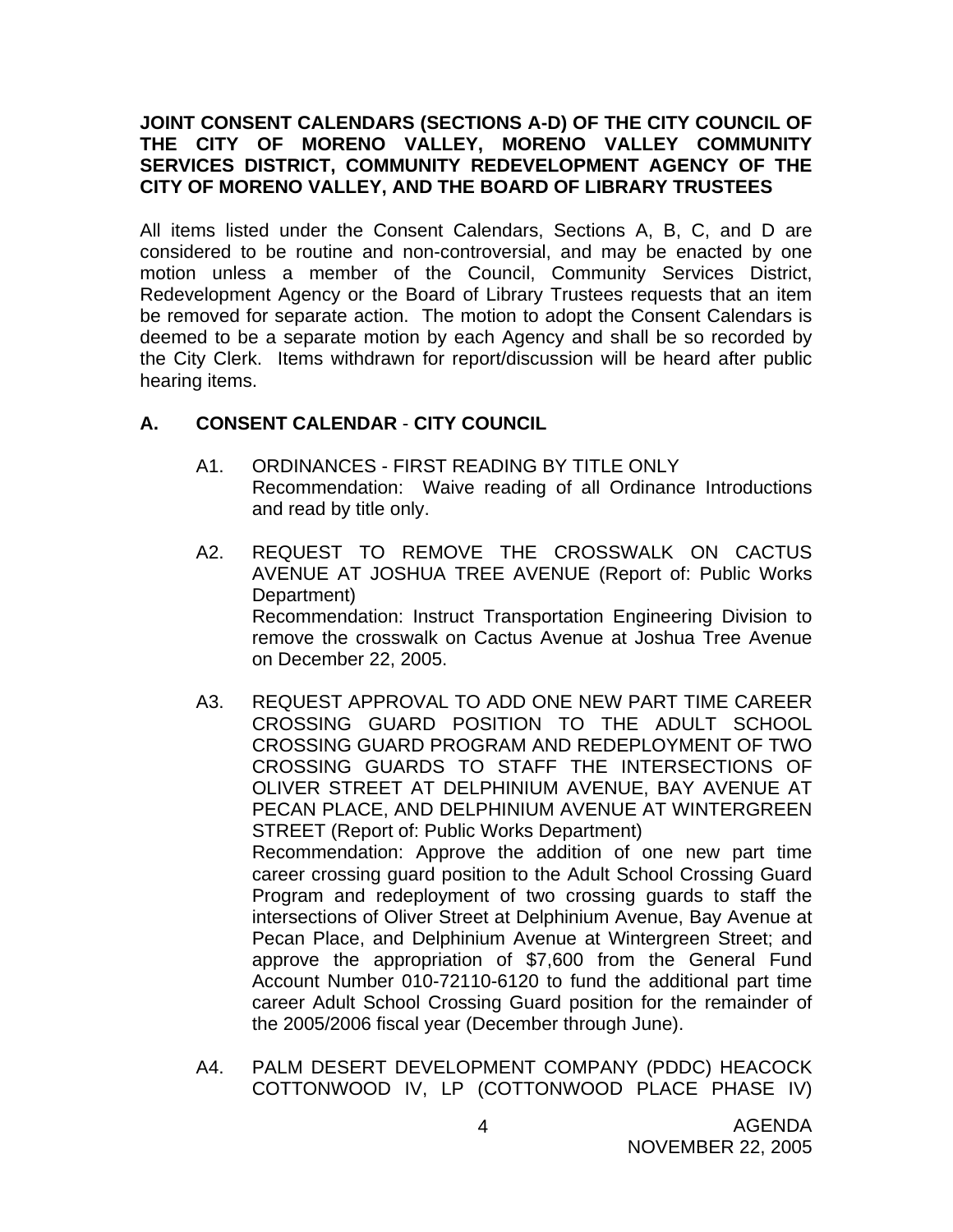**JOINT CONSENT CALENDARS (SECTIONS A-D) OF THE CITY COUNCIL OF THE CITY OF MORENO VALLEY, MORENO VALLEY COMMUNITY SERVICES DISTRICT, COMMUNITY REDEVELOPMENT AGENCY OF THE CITY OF MORENO VALLEY, AND THE BOARD OF LIBRARY TRUSTEES**

All items listed under the Consent Calendars, Sections A, B, C, and D are considered to be routine and non-controversial, and may be enacted by one motion unless a member of the Council, Community Services District, Redevelopment Agency or the Board of Library Trustees requests that an item be removed for separate action. The motion to adopt the Consent Calendars is deemed to be a separate motion by each Agency and shall be so recorded by the City Clerk. Items withdrawn for report/discussion will be heard after public hearing items.

## A. CONSENT CALENDAR - CITY COUNCIL

A1. ORDINANCES - FIRST READING BY TITLE ONLY
Recommendation: Waive reading of all Ordinance Introductions and read by title only.

A2. REQUEST TO REMOVE THE CROSSWALK ON CACTUS AVENUE AT JOSHUA TREE AVENUE (Report of: Public Works Department)
Recommendation: Instruct Transportation Engineering Division to remove the crosswalk on Cactus Avenue at Joshua Tree Avenue on December 22, 2005.

A3. REQUEST APPROVAL TO ADD ONE NEW PART TIME CAREER CROSSING GUARD POSITION TO THE ADULT SCHOOL CROSSING GUARD PROGRAM AND REDEPLOYMENT OF TWO CROSSING GUARDS TO STAFF THE INTERSECTIONS OF OLIVER STREET AT DELPHINIUM AVENUE, BAY AVENUE AT PECAN PLACE, AND DELPHINIUM AVENUE AT WINTERGREEN STREET (Report of: Public Works Department)
Recommendation: Approve the addition of one new part time career crossing guard position to the Adult School Crossing Guard Program and redeployment of two crossing guards to staff the intersections of Oliver Street at Delphinium Avenue, Bay Avenue at Pecan Place, and Delphinium Avenue at Wintergreen Street; and approve the appropriation of $7,600 from the General Fund Account Number 010-72110-6120 to fund the additional part time career Adult School Crossing Guard position for the remainder of the 2005/2006 fiscal year (December through June).

A4. PALM DESERT DEVELOPMENT COMPANY (PDDC) HEACOCK COTTONWOOD IV, LP (COTTONWOOD PLACE PHASE IV)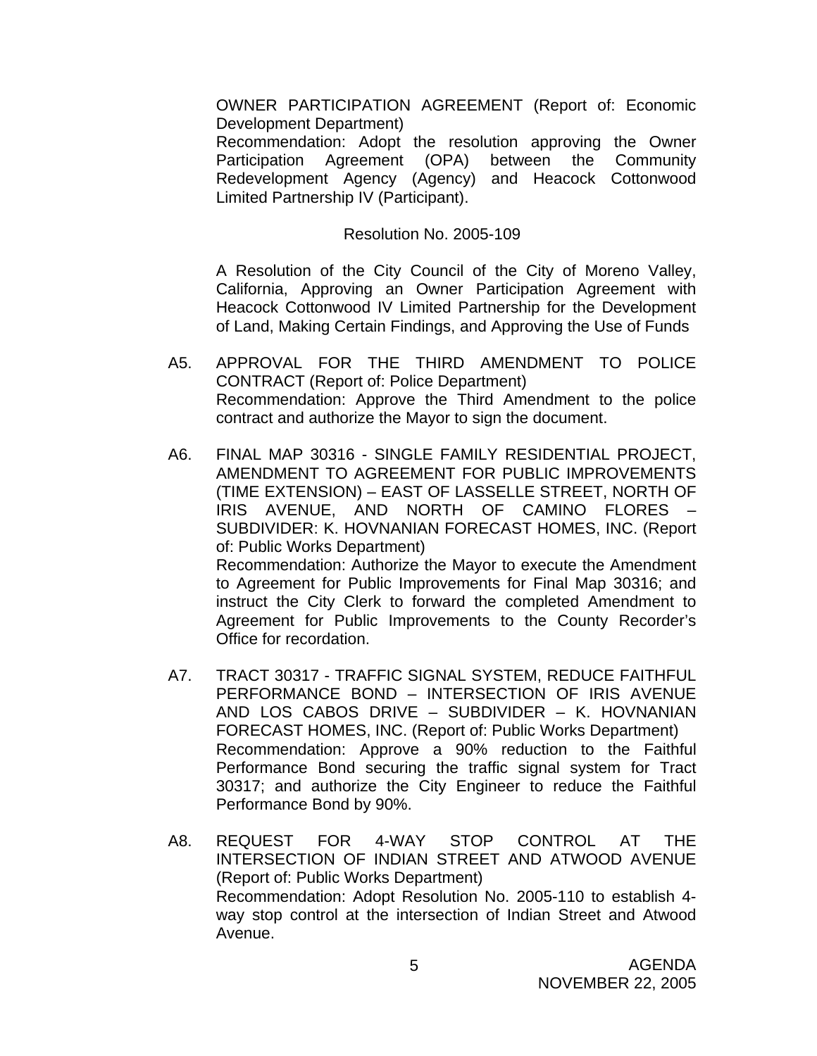OWNER PARTICIPATION AGREEMENT (Report of: Economic Development Department)
Recommendation: Adopt the resolution approving the Owner Participation Agreement (OPA) between the Community Redevelopment Agency (Agency) and Heacock Cottonwood Limited Partnership IV (Participant).

Resolution No. 2005-109

A Resolution of the City Council of the City of Moreno Valley, California, Approving an Owner Participation Agreement with Heacock Cottonwood IV Limited Partnership for the Development of Land, Making Certain Findings, and Approving the Use of Funds

A5. APPROVAL FOR THE THIRD AMENDMENT TO POLICE CONTRACT (Report of: Police Department)
Recommendation: Approve the Third Amendment to the police contract and authorize the Mayor to sign the document.

A6. FINAL MAP 30316 - SINGLE FAMILY RESIDENTIAL PROJECT, AMENDMENT TO AGREEMENT FOR PUBLIC IMPROVEMENTS (TIME EXTENSION) – EAST OF LASSELLE STREET, NORTH OF IRIS AVENUE, AND NORTH OF CAMINO FLORES – SUBDIVIDER: K. HOVNANIAN FORECAST HOMES, INC. (Report of: Public Works Department)
Recommendation: Authorize the Mayor to execute the Amendment to Agreement for Public Improvements for Final Map 30316; and instruct the City Clerk to forward the completed Amendment to Agreement for Public Improvements to the County Recorder's Office for recordation.

A7. TRACT 30317 - TRAFFIC SIGNAL SYSTEM, REDUCE FAITHFUL PERFORMANCE BOND – INTERSECTION OF IRIS AVENUE AND LOS CABOS DRIVE – SUBDIVIDER – K. HOVNANIAN FORECAST HOMES, INC. (Report of: Public Works Department)
Recommendation: Approve a 90% reduction to the Faithful Performance Bond securing the traffic signal system for Tract 30317; and authorize the City Engineer to reduce the Faithful Performance Bond by 90%.

A8. REQUEST FOR 4-WAY STOP CONTROL AT THE INTERSECTION OF INDIAN STREET AND ATWOOD AVENUE (Report of: Public Works Department)
Recommendation: Adopt Resolution No. 2005-110 to establish 4-way stop control at the intersection of Indian Street and Atwood Avenue.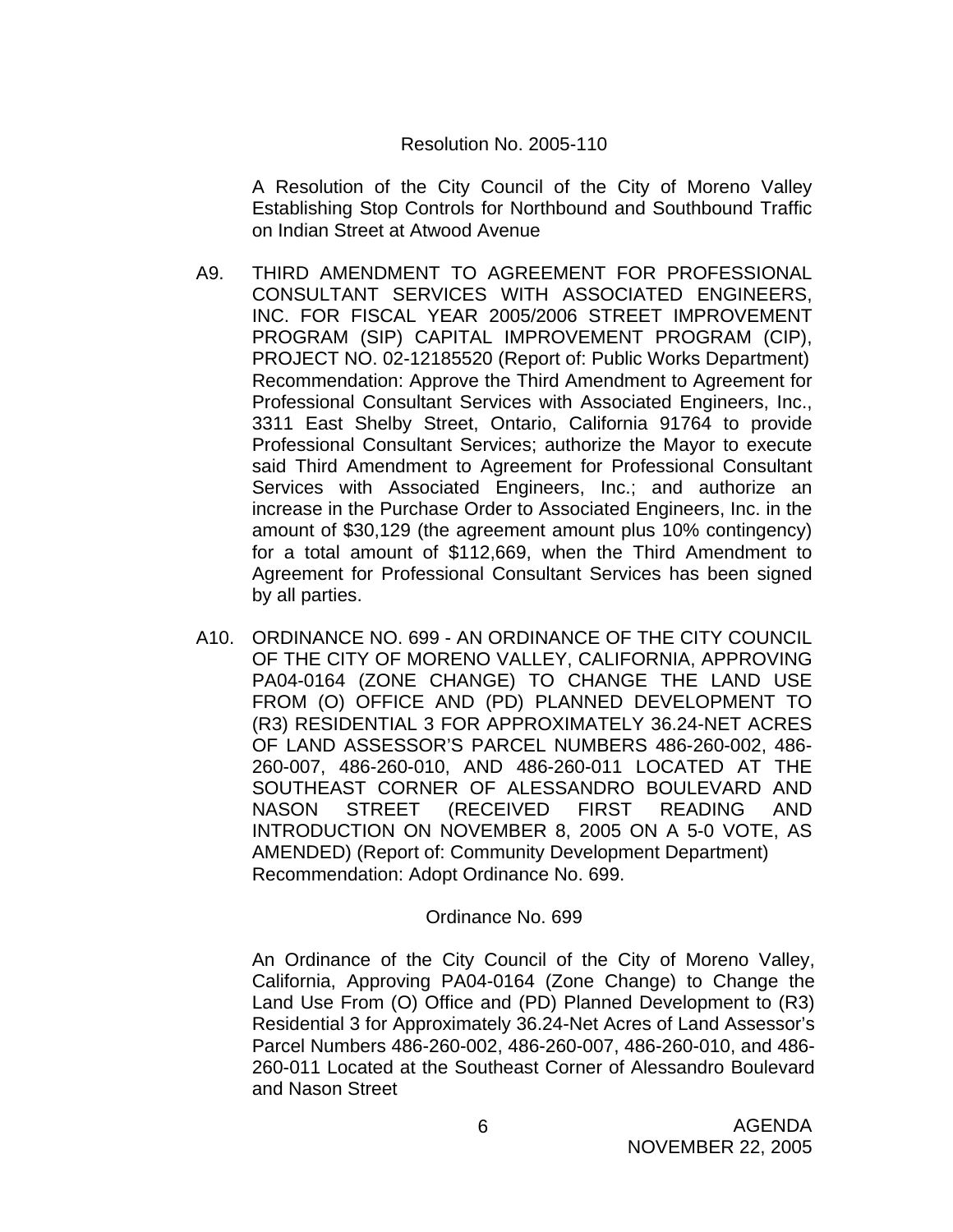Resolution No. 2005-110

A Resolution of the City Council of the City of Moreno Valley Establishing Stop Controls for Northbound and Southbound Traffic on Indian Street at Atwood Avenue

A9. THIRD AMENDMENT TO AGREEMENT FOR PROFESSIONAL CONSULTANT SERVICES WITH ASSOCIATED ENGINEERS, INC. FOR FISCAL YEAR 2005/2006 STREET IMPROVEMENT PROGRAM (SIP) CAPITAL IMPROVEMENT PROGRAM (CIP), PROJECT NO. 02-12185520 (Report of: Public Works Department)
Recommendation: Approve the Third Amendment to Agreement for Professional Consultant Services with Associated Engineers, Inc., 3311 East Shelby Street, Ontario, California 91764 to provide Professional Consultant Services; authorize the Mayor to execute said Third Amendment to Agreement for Professional Consultant Services with Associated Engineers, Inc.; and authorize an increase in the Purchase Order to Associated Engineers, Inc. in the amount of $30,129 (the agreement amount plus 10% contingency) for a total amount of $112,669, when the Third Amendment to Agreement for Professional Consultant Services has been signed by all parties.

A10. ORDINANCE NO. 699 - AN ORDINANCE OF THE CITY COUNCIL OF THE CITY OF MORENO VALLEY, CALIFORNIA, APPROVING PA04-0164 (ZONE CHANGE) TO CHANGE THE LAND USE FROM (O) OFFICE AND (PD) PLANNED DEVELOPMENT TO (R3) RESIDENTIAL 3 FOR APPROXIMATELY 36.24-NET ACRES OF LAND ASSESSOR'S PARCEL NUMBERS 486-260-002, 486-260-007, 486-260-010, AND 486-260-011 LOCATED AT THE SOUTHEAST CORNER OF ALESSANDRO BOULEVARD AND NASON STREET (RECEIVED FIRST READING AND INTRODUCTION ON NOVEMBER 8, 2005 ON A 5-0 VOTE, AS AMENDED) (Report of: Community Development Department)
Recommendation: Adopt Ordinance No. 699.

Ordinance No. 699

An Ordinance of the City Council of the City of Moreno Valley, California, Approving PA04-0164 (Zone Change) to Change the Land Use From (O) Office and (PD) Planned Development to (R3) Residential 3 for Approximately 36.24-Net Acres of Land Assessor's Parcel Numbers 486-260-002, 486-260-007, 486-260-010, and 486-260-011 Located at the Southeast Corner of Alessandro Boulevard and Nason Street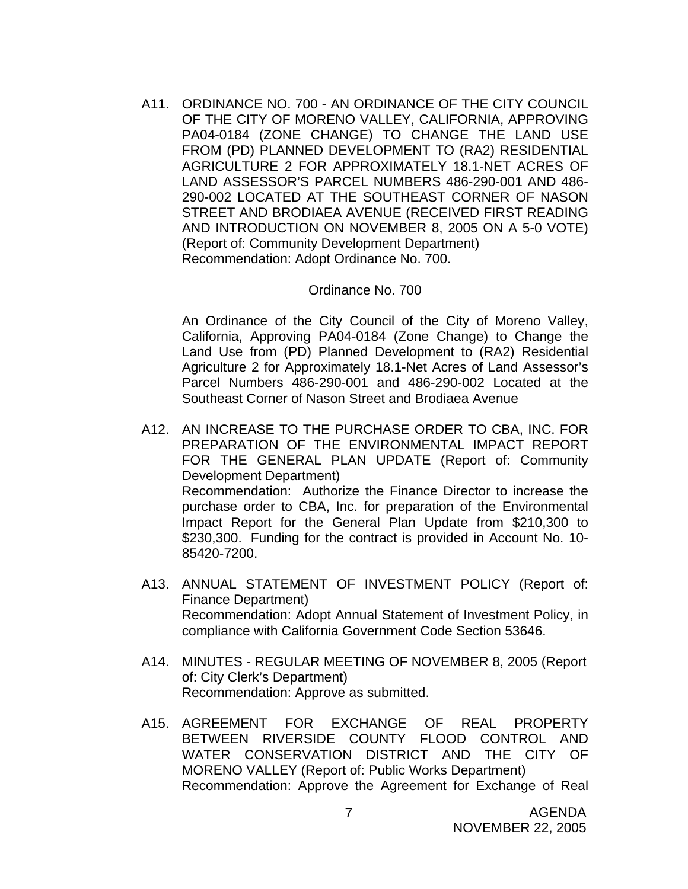A11. ORDINANCE NO. 700 - AN ORDINANCE OF THE CITY COUNCIL OF THE CITY OF MORENO VALLEY, CALIFORNIA, APPROVING PA04-0184 (ZONE CHANGE) TO CHANGE THE LAND USE FROM (PD) PLANNED DEVELOPMENT TO (RA2) RESIDENTIAL AGRICULTURE 2 FOR APPROXIMATELY 18.1-NET ACRES OF LAND ASSESSOR'S PARCEL NUMBERS 486-290-001 AND 486-290-002 LOCATED AT THE SOUTHEAST CORNER OF NASON STREET AND BRODIAEA AVENUE (RECEIVED FIRST READING AND INTRODUCTION ON NOVEMBER 8, 2005 ON A 5-0 VOTE) (Report of: Community Development Department)
Recommendation: Adopt Ordinance No. 700.

Ordinance No. 700

An Ordinance of the City Council of the City of Moreno Valley, California, Approving PA04-0184 (Zone Change) to Change the Land Use from (PD) Planned Development to (RA2) Residential Agriculture 2 for Approximately 18.1-Net Acres of Land Assessor's Parcel Numbers 486-290-001 and 486-290-002 Located at the Southeast Corner of Nason Street and Brodiaea Avenue

A12. AN INCREASE TO THE PURCHASE ORDER TO CBA, INC. FOR PREPARATION OF THE ENVIRONMENTAL IMPACT REPORT FOR THE GENERAL PLAN UPDATE (Report of: Community Development Department)
Recommendation: Authorize the Finance Director to increase the purchase order to CBA, Inc. for preparation of the Environmental Impact Report for the General Plan Update from $210,300 to $230,300. Funding for the contract is provided in Account No. 10-85420-7200.

A13. ANNUAL STATEMENT OF INVESTMENT POLICY (Report of: Finance Department)
Recommendation: Adopt Annual Statement of Investment Policy, in compliance with California Government Code Section 53646.

A14. MINUTES - REGULAR MEETING OF NOVEMBER 8, 2005 (Report of: City Clerk's Department)
Recommendation: Approve as submitted.

A15. AGREEMENT FOR EXCHANGE OF REAL PROPERTY BETWEEN RIVERSIDE COUNTY FLOOD CONTROL AND WATER CONSERVATION DISTRICT AND THE CITY OF MORENO VALLEY (Report of: Public Works Department)
Recommendation: Approve the Agreement for Exchange of Real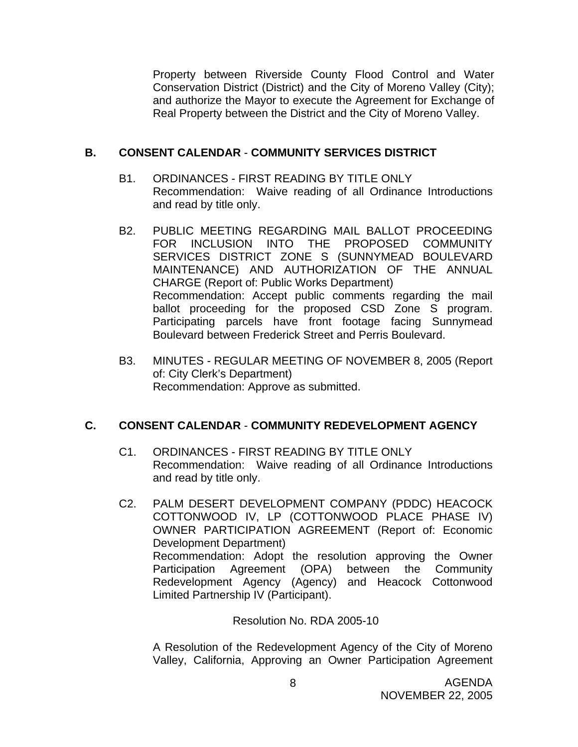Property between Riverside County Flood Control and Water Conservation District (District) and the City of Moreno Valley (City); and authorize the Mayor to execute the Agreement for Exchange of Real Property between the District and the City of Moreno Valley.

## B. CONSENT CALENDAR - COMMUNITY SERVICES DISTRICT

B1. ORDINANCES - FIRST READING BY TITLE ONLY
Recommendation: Waive reading of all Ordinance Introductions and read by title only.

B2. PUBLIC MEETING REGARDING MAIL BALLOT PROCEEDING FOR INCLUSION INTO THE PROPOSED COMMUNITY SERVICES DISTRICT ZONE S (SUNNYMEAD BOULEVARD MAINTENANCE) AND AUTHORIZATION OF THE ANNUAL CHARGE (Report of: Public Works Department)
Recommendation: Accept public comments regarding the mail ballot proceeding for the proposed CSD Zone S program. Participating parcels have front footage facing Sunnymead Boulevard between Frederick Street and Perris Boulevard.

B3. MINUTES - REGULAR MEETING OF NOVEMBER 8, 2005 (Report of: City Clerk's Department)
Recommendation: Approve as submitted.

## C. CONSENT CALENDAR - COMMUNITY REDEVELOPMENT AGENCY

C1. ORDINANCES - FIRST READING BY TITLE ONLY
Recommendation: Waive reading of all Ordinance Introductions and read by title only.

C2. PALM DESERT DEVELOPMENT COMPANY (PDDC) HEACOCK COTTONWOOD IV, LP (COTTONWOOD PLACE PHASE IV) OWNER PARTICIPATION AGREEMENT (Report of: Economic Development Department)
Recommendation: Adopt the resolution approving the Owner Participation Agreement (OPA) between the Community Redevelopment Agency (Agency) and Heacock Cottonwood Limited Partnership IV (Participant).

Resolution No. RDA 2005-10

A Resolution of the Redevelopment Agency of the City of Moreno Valley, California, Approving an Owner Participation Agreement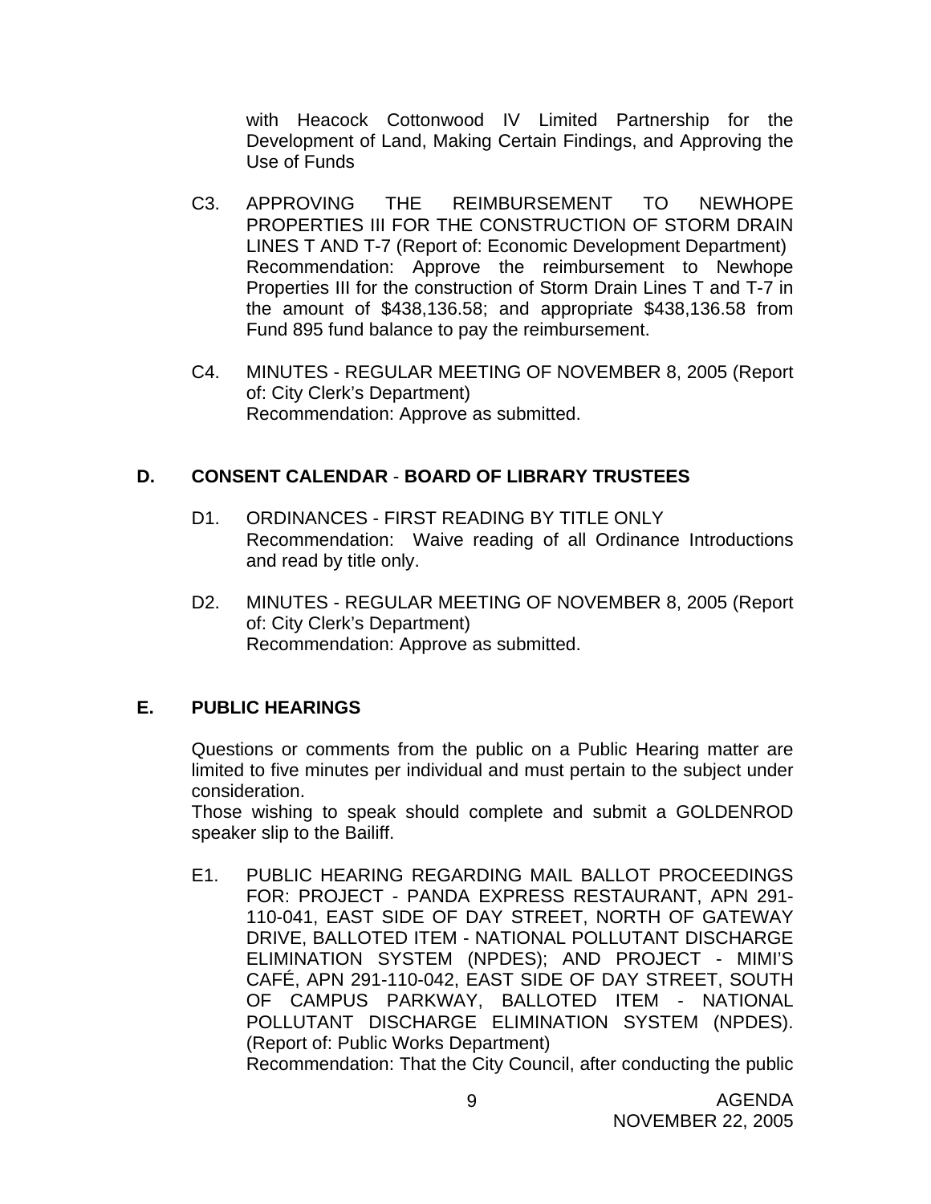with Heacock Cottonwood IV Limited Partnership for the Development of Land, Making Certain Findings, and Approving the Use of Funds

C3. APPROVING THE REIMBURSEMENT TO NEWHOPE PROPERTIES III FOR THE CONSTRUCTION OF STORM DRAIN LINES T AND T-7 (Report of: Economic Development Department)
Recommendation: Approve the reimbursement to Newhope Properties III for the construction of Storm Drain Lines T and T-7 in the amount of $438,136.58; and appropriate $438,136.58 from Fund 895 fund balance to pay the reimbursement.

C4. MINUTES - REGULAR MEETING OF NOVEMBER 8, 2005 (Report of: City Clerk's Department)
Recommendation: Approve as submitted.

## D. CONSENT CALENDAR - BOARD OF LIBRARY TRUSTEES

D1. ORDINANCES - FIRST READING BY TITLE ONLY
Recommendation: Waive reading of all Ordinance Introductions and read by title only.

D2. MINUTES - REGULAR MEETING OF NOVEMBER 8, 2005 (Report of: City Clerk's Department)
Recommendation: Approve as submitted.

## E. PUBLIC HEARINGS

Questions or comments from the public on a Public Hearing matter are limited to five minutes per individual and must pertain to the subject under consideration.
Those wishing to speak should complete and submit a GOLDENROD speaker slip to the Bailiff.

E1. PUBLIC HEARING REGARDING MAIL BALLOT PROCEEDINGS FOR: PROJECT - PANDA EXPRESS RESTAURANT, APN 291-110-041, EAST SIDE OF DAY STREET, NORTH OF GATEWAY DRIVE, BALLOTED ITEM - NATIONAL POLLUTANT DISCHARGE ELIMINATION SYSTEM (NPDES); AND PROJECT - MIMI'S CAFÉ, APN 291-110-042, EAST SIDE OF DAY STREET, SOUTH OF CAMPUS PARKWAY, BALLOTED ITEM - NATIONAL POLLUTANT DISCHARGE ELIMINATION SYSTEM (NPDES). (Report of: Public Works Department)
Recommendation: That the City Council, after conducting the public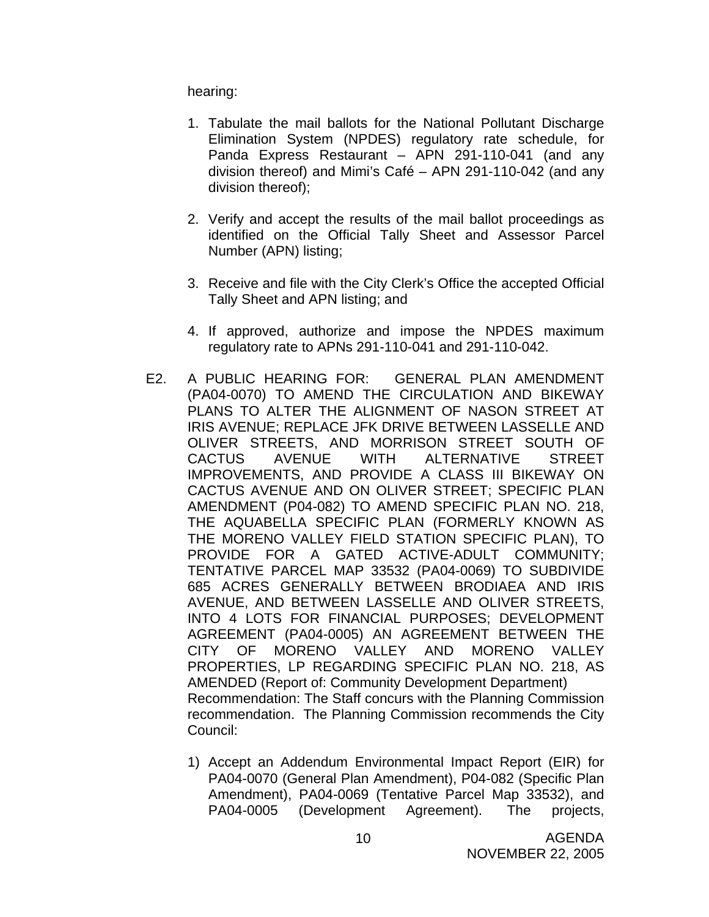hearing:

1. Tabulate the mail ballots for the National Pollutant Discharge Elimination System (NPDES) regulatory rate schedule, for Panda Express Restaurant – APN 291-110-041 (and any division thereof) and Mimi's Café – APN 291-110-042 (and any division thereof);

2. Verify and accept the results of the mail ballot proceedings as identified on the Official Tally Sheet and Assessor Parcel Number (APN) listing;

3. Receive and file with the City Clerk's Office the accepted Official Tally Sheet and APN listing; and

4. If approved, authorize and impose the NPDES maximum regulatory rate to APNs 291-110-041 and 291-110-042.

E2. A PUBLIC HEARING FOR: GENERAL PLAN AMENDMENT (PA04-0070) TO AMEND THE CIRCULATION AND BIKEWAY PLANS TO ALTER THE ALIGNMENT OF NASON STREET AT IRIS AVENUE; REPLACE JFK DRIVE BETWEEN LASSELLE AND OLIVER STREETS, AND MORRISON STREET SOUTH OF CACTUS AVENUE WITH ALTERNATIVE STREET IMPROVEMENTS, AND PROVIDE A CLASS III BIKEWAY ON CACTUS AVENUE AND ON OLIVER STREET; SPECIFIC PLAN AMENDMENT (P04-082) TO AMEND SPECIFIC PLAN NO. 218, THE AQUABELLA SPECIFIC PLAN (FORMERLY KNOWN AS THE MORENO VALLEY FIELD STATION SPECIFIC PLAN), TO PROVIDE FOR A GATED ACTIVE-ADULT COMMUNITY; TENTATIVE PARCEL MAP 33532 (PA04-0069) TO SUBDIVIDE 685 ACRES GENERALLY BETWEEN BRODIAEA AND IRIS AVENUE, AND BETWEEN LASSELLE AND OLIVER STREETS, INTO 4 LOTS FOR FINANCIAL PURPOSES; DEVELOPMENT AGREEMENT (PA04-0005) AN AGREEMENT BETWEEN THE CITY OF MORENO VALLEY AND MORENO VALLEY PROPERTIES, LP REGARDING SPECIFIC PLAN NO. 218, AS AMENDED (Report of: Community Development Department)
Recommendation: The Staff concurs with the Planning Commission recommendation. The Planning Commission recommends the City Council:

1) Accept an Addendum Environmental Impact Report (EIR) for PA04-0070 (General Plan Amendment), P04-082 (Specific Plan Amendment), PA04-0069 (Tentative Parcel Map 33532), and PA04-0005 (Development Agreement). The projects,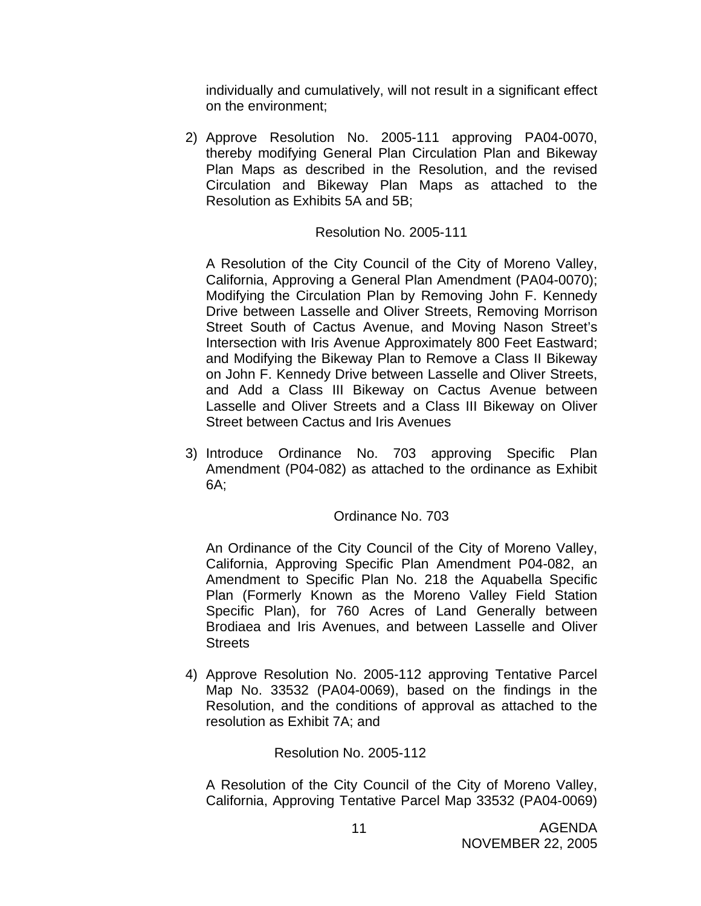individually and cumulatively, will not result in a significant effect on the environment;

2) Approve Resolution No. 2005-111 approving PA04-0070, thereby modifying General Plan Circulation Plan and Bikeway Plan Maps as described in the Resolution, and the revised Circulation and Bikeway Plan Maps as attached to the Resolution as Exhibits 5A and 5B;

   Resolution No. 2005-111

   A Resolution of the City Council of the City of Moreno Valley, California, Approving a General Plan Amendment (PA04-0070); Modifying the Circulation Plan by Removing John F. Kennedy Drive between Lasselle and Oliver Streets, Removing Morrison Street South of Cactus Avenue, and Moving Nason Street's Intersection with Iris Avenue Approximately 800 Feet Eastward; and Modifying the Bikeway Plan to Remove a Class II Bikeway on John F. Kennedy Drive between Lasselle and Oliver Streets, and Add a Class III Bikeway on Cactus Avenue between Lasselle and Oliver Streets and a Class III Bikeway on Oliver Street between Cactus and Iris Avenues

3) Introduce Ordinance No. 703 approving Specific Plan Amendment (P04-082) as attached to the ordinance as Exhibit 6A;

   Ordinance No. 703

   An Ordinance of the City Council of the City of Moreno Valley, California, Approving Specific Plan Amendment P04-082, an Amendment to Specific Plan No. 218 the Aquabella Specific Plan (Formerly Known as the Moreno Valley Field Station Specific Plan), for 760 Acres of Land Generally between Brodiaea and Iris Avenues, and between Lasselle and Oliver Streets

4) Approve Resolution No. 2005-112 approving Tentative Parcel Map No. 33532 (PA04-0069), based on the findings in the Resolution, and the conditions of approval as attached to the resolution as Exhibit 7A; and

   Resolution No. 2005-112

   A Resolution of the City Council of the City of Moreno Valley, California, Approving Tentative Parcel Map 33532 (PA04-0069)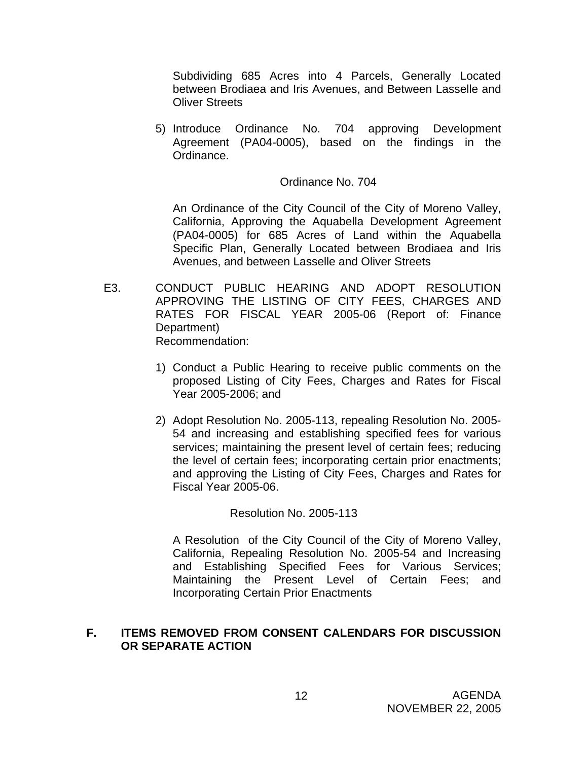Subdividing 685 Acres into 4 Parcels, Generally Located between Brodiaea and Iris Avenues, and Between Lasselle and Oliver Streets

5) Introduce Ordinance No. 704 approving Development Agreement (PA04-0005), based on the findings in the Ordinance.

Ordinance No. 704

An Ordinance of the City Council of the City of Moreno Valley, California, Approving the Aquabella Development Agreement (PA04-0005) for 685 Acres of Land within the Aquabella Specific Plan, Generally Located between Brodiaea and Iris Avenues, and between Lasselle and Oliver Streets

E3. CONDUCT PUBLIC HEARING AND ADOPT RESOLUTION APPROVING THE LISTING OF CITY FEES, CHARGES AND RATES FOR FISCAL YEAR 2005-06 (Report of: Finance Department)
Recommendation:

1) Conduct a Public Hearing to receive public comments on the proposed Listing of City Fees, Charges and Rates for Fiscal Year 2005-2006; and

2) Adopt Resolution No. 2005-113, repealing Resolution No. 2005-54 and increasing and establishing specified fees for various services; maintaining the present level of certain fees; reducing the level of certain fees; incorporating certain prior enactments; and approving the Listing of City Fees, Charges and Rates for Fiscal Year 2005-06.

Resolution No. 2005-113

A Resolution of the City Council of the City of Moreno Valley, California, Repealing Resolution No. 2005-54 and Increasing and Establishing Specified Fees for Various Services; Maintaining the Present Level of Certain Fees; and Incorporating Certain Prior Enactments

## F. ITEMS REMOVED FROM CONSENT CALENDARS FOR DISCUSSION OR SEPARATE ACTION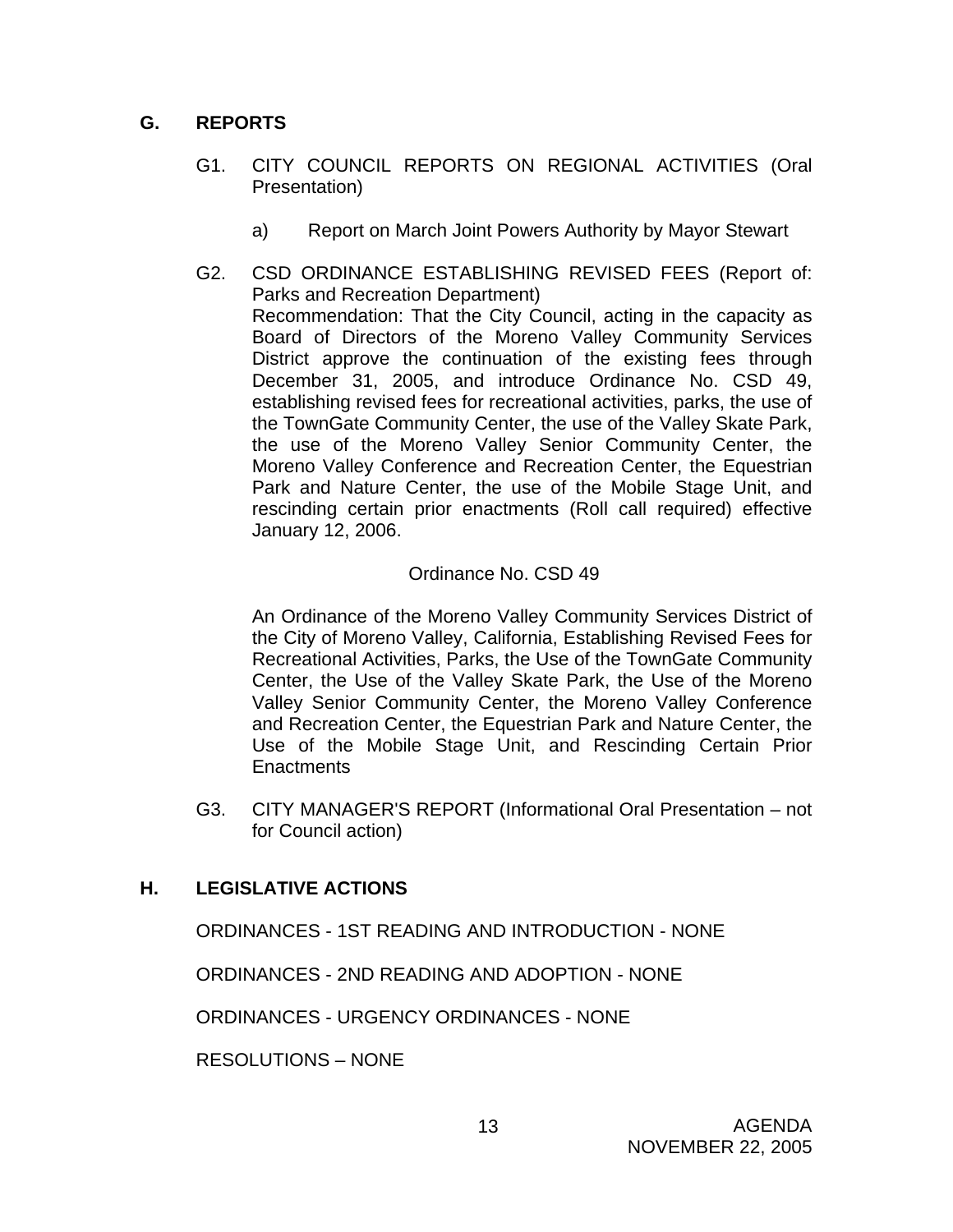## G. REPORTS

G1. CITY COUNCIL REPORTS ON REGIONAL ACTIVITIES (Oral Presentation)

a) Report on March Joint Powers Authority by Mayor Stewart

G2. CSD ORDINANCE ESTABLISHING REVISED FEES (Report of: Parks and Recreation Department)
Recommendation: That the City Council, acting in the capacity as Board of Directors of the Moreno Valley Community Services District approve the continuation of the existing fees through December 31, 2005, and introduce Ordinance No. CSD 49, establishing revised fees for recreational activities, parks, the use of the TownGate Community Center, the use of the Valley Skate Park, the use of the Moreno Valley Senior Community Center, the Moreno Valley Conference and Recreation Center, the Equestrian Park and Nature Center, the use of the Mobile Stage Unit, and rescinding certain prior enactments (Roll call required) effective January 12, 2006.

Ordinance No. CSD 49

An Ordinance of the Moreno Valley Community Services District of the City of Moreno Valley, California, Establishing Revised Fees for Recreational Activities, Parks, the Use of the TownGate Community Center, the Use of the Valley Skate Park, the Use of the Moreno Valley Senior Community Center, the Moreno Valley Conference and Recreation Center, the Equestrian Park and Nature Center, the Use of the Mobile Stage Unit, and Rescinding Certain Prior Enactments

G3. CITY MANAGER'S REPORT (Informational Oral Presentation – not for Council action)

## H. LEGISLATIVE ACTIONS

ORDINANCES - 1ST READING AND INTRODUCTION - NONE

ORDINANCES - 2ND READING AND ADOPTION - NONE

ORDINANCES - URGENCY ORDINANCES - NONE

RESOLUTIONS – NONE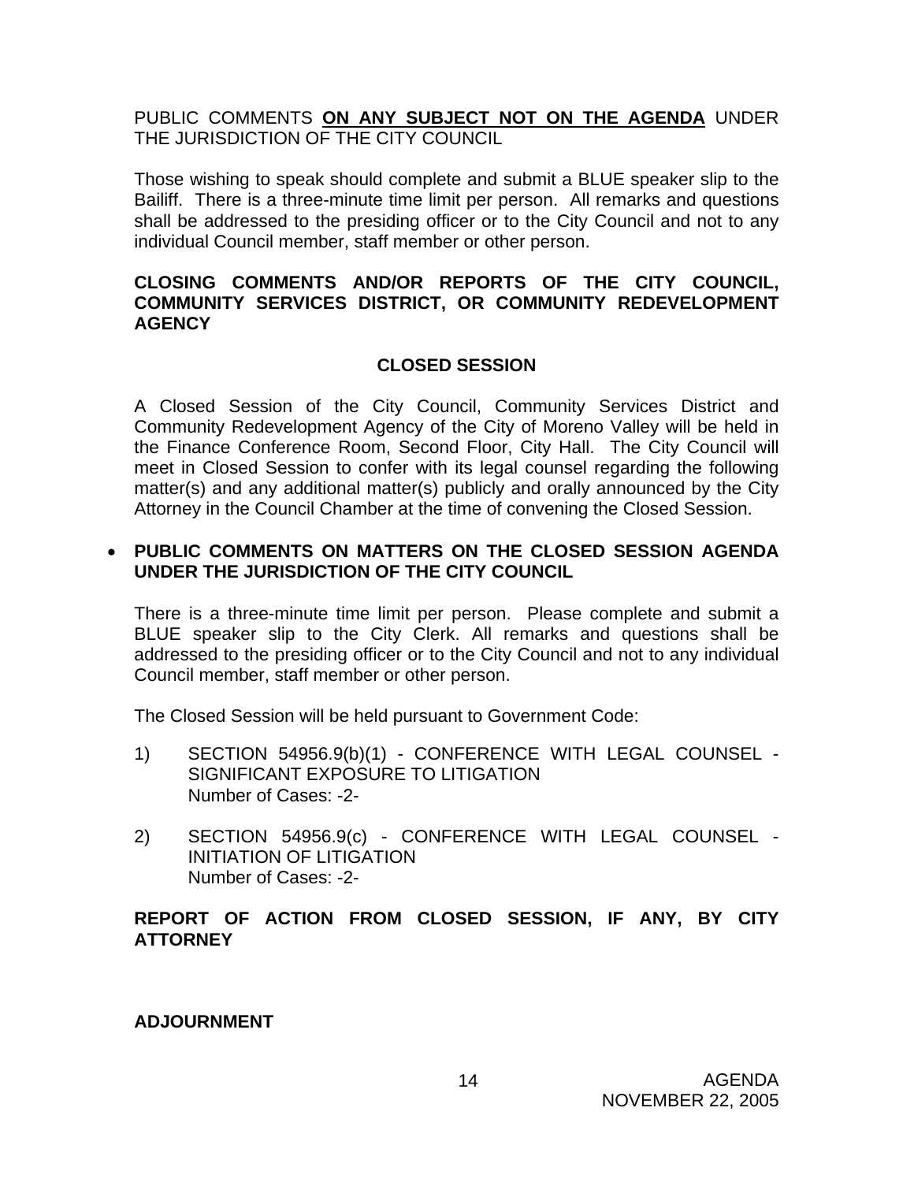PUBLIC COMMENTS **ON ANY SUBJECT NOT ON THE AGENDA** UNDER THE JURISDICTION OF THE CITY COUNCIL

Those wishing to speak should complete and submit a BLUE speaker slip to the Bailiff. There is a three-minute time limit per person. All remarks and questions shall be addressed to the presiding officer or to the City Council and not to any individual Council member, staff member or other person.

**CLOSING COMMENTS AND/OR REPORTS OF THE CITY COUNCIL, COMMUNITY SERVICES DISTRICT, OR COMMUNITY REDEVELOPMENT AGENCY**

## CLOSED SESSION

A Closed Session of the City Council, Community Services District and Community Redevelopment Agency of the City of Moreno Valley will be held in the Finance Conference Room, Second Floor, City Hall. The City Council will meet in Closed Session to confer with its legal counsel regarding the following matter(s) and any additional matter(s) publicly and orally announced by the City Attorney in the Council Chamber at the time of convening the Closed Session.

- **PUBLIC COMMENTS ON MATTERS ON THE CLOSED SESSION AGENDA UNDER THE JURISDICTION OF THE CITY COUNCIL**

  There is a three-minute time limit per person. Please complete and submit a BLUE speaker slip to the City Clerk. All remarks and questions shall be addressed to the presiding officer or to the City Council and not to any individual Council member, staff member or other person.

  The Closed Session will be held pursuant to Government Code:

  1) SECTION 54956.9(b)(1) - CONFERENCE WITH LEGAL COUNSEL - SIGNIFICANT EXPOSURE TO LITIGATION
     Number of Cases: -2-

  2) SECTION 54956.9(c) - CONFERENCE WITH LEGAL COUNSEL - INITIATION OF LITIGATION
     Number of Cases: -2-

**REPORT OF ACTION FROM CLOSED SESSION, IF ANY, BY CITY ATTORNEY**

**ADJOURNMENT**